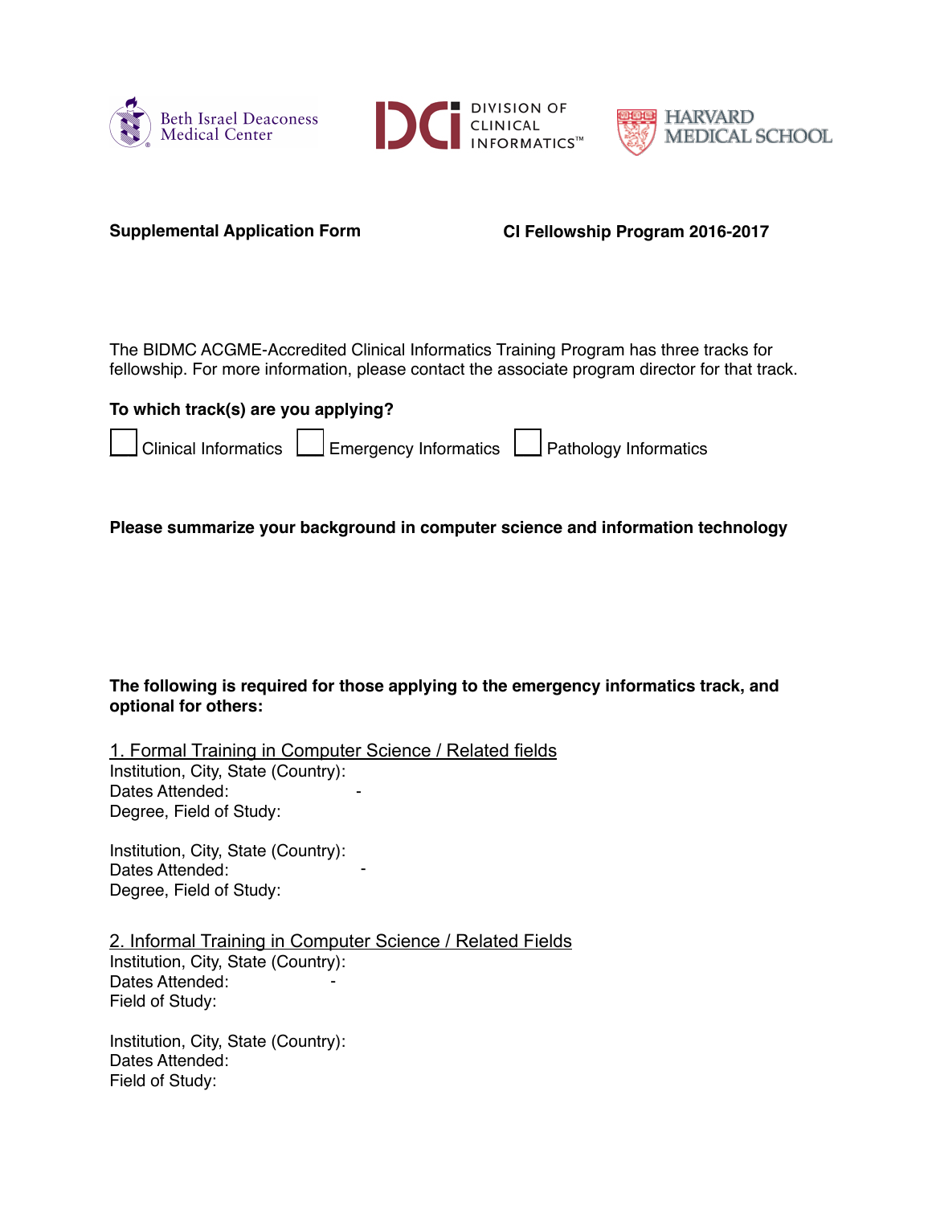Beth Israel Deaconess Medical Center | DCI DIVISION OF CLINICAL INFORMATICS™ | HARVARD MEDICAL SCHOOL

**Supplemental Application Form** **CI Fellowship Program 2016-2017**

The BIDMC ACGME-Accredited Clinical Informatics Training Program has three tracks for fellowship. For more information, please contact the associate program director for that track.

**To which track(s) are you applying?**

☐ Clinical Informatics ☐ Emergency Informatics ☐ Pathology Informatics

**Please summarize your background in computer science and information technology**

**The following is required for those applying to the emergency informatics track, and optional for others:**

1. Formal Training in Computer Science / Related fields

Institution, City, State (Country):
Dates Attended: -
Degree, Field of Study:

Institution, City, State (Country):
Dates Attended: -
Degree, Field of Study:

2. Informal Training in Computer Science / Related Fields

Institution, City, State (Country):
Dates Attended: -
Field of Study:

Institution, City, State (Country):
Dates Attended:
Field of Study: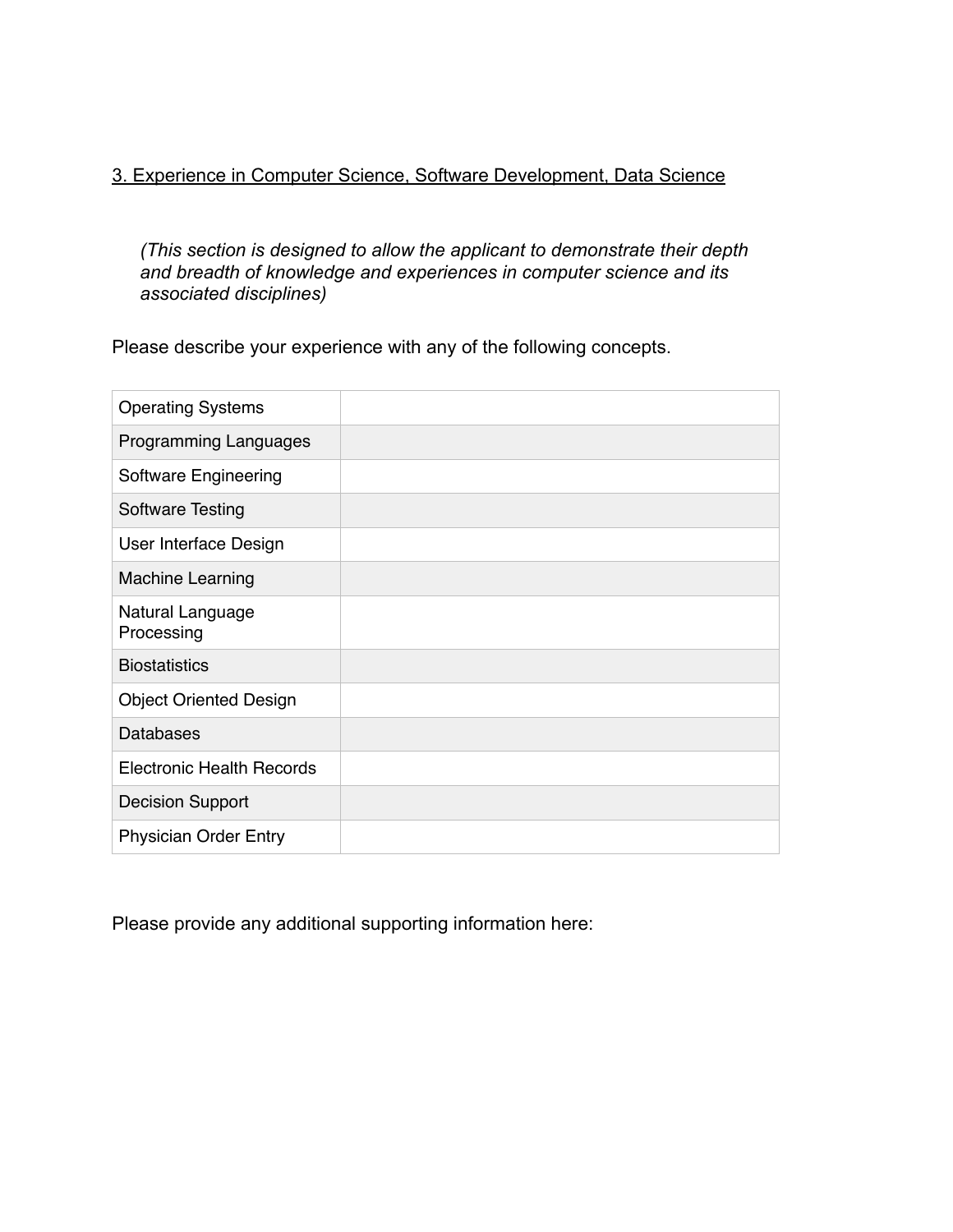## 3. Experience in Computer Science, Software Development, Data Science

*(This section is designed to allow the applicant to demonstrate their depth and breadth of knowledge and experiences in computer science and its associated disciplines)*

Please describe your experience with any of the following concepts.

| | |
|---|---|
| Operating Systems | |
| Programming Languages | |
| Software Engineering | |
| Software Testing | |
| User Interface Design | |
| Machine Learning | |
| Natural Language Processing | |
| Biostatistics | |
| Object Oriented Design | |
| Databases | |
| Electronic Health Records | |
| Decision Support | |
| Physician Order Entry | |

Please provide any additional supporting information here: